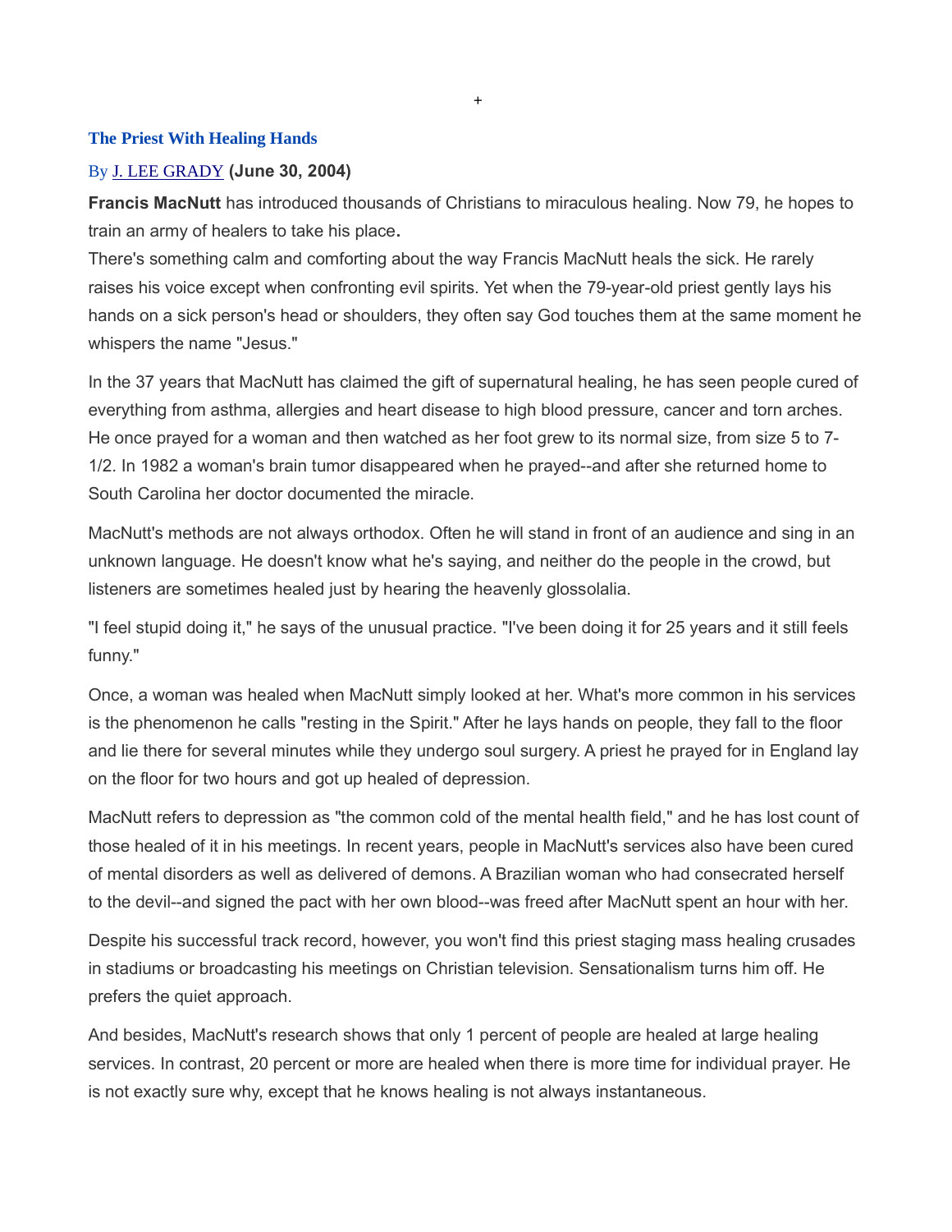+

## The Priest With Healing Hands

By J. LEE GRADY **(June 30, 2004)**

**Francis MacNutt** has introduced thousands of Christians to miraculous healing. Now 79, he hopes to train an army of healers to take his place**.**

There's something calm and comforting about the way Francis MacNutt heals the sick. He rarely raises his voice except when confronting evil spirits. Yet when the 79-year-old priest gently lays his hands on a sick person's head or shoulders, they often say God touches them at the same moment he whispers the name "Jesus."

In the 37 years that MacNutt has claimed the gift of supernatural healing, he has seen people cured of everything from asthma, allergies and heart disease to high blood pressure, cancer and torn arches. He once prayed for a woman and then watched as her foot grew to its normal size, from size 5 to 7-1/2. In 1982 a woman's brain tumor disappeared when he prayed--and after she returned home to South Carolina her doctor documented the miracle.

MacNutt's methods are not always orthodox. Often he will stand in front of an audience and sing in an unknown language. He doesn't know what he's saying, and neither do the people in the crowd, but listeners are sometimes healed just by hearing the heavenly glossolalia.

"I feel stupid doing it," he says of the unusual practice. "I've been doing it for 25 years and it still feels funny."

Once, a woman was healed when MacNutt simply looked at her. What's more common in his services is the phenomenon he calls "resting in the Spirit." After he lays hands on people, they fall to the floor and lie there for several minutes while they undergo soul surgery. A priest he prayed for in England lay on the floor for two hours and got up healed of depression.

MacNutt refers to depression as "the common cold of the mental health field," and he has lost count of those healed of it in his meetings. In recent years, people in MacNutt's services also have been cured of mental disorders as well as delivered of demons. A Brazilian woman who had consecrated herself to the devil--and signed the pact with her own blood--was freed after MacNutt spent an hour with her.

Despite his successful track record, however, you won't find this priest staging mass healing crusades in stadiums or broadcasting his meetings on Christian television. Sensationalism turns him off. He prefers the quiet approach.

And besides, MacNutt's research shows that only 1 percent of people are healed at large healing services. In contrast, 20 percent or more are healed when there is more time for individual prayer. He is not exactly sure why, except that he knows healing is not always instantaneous.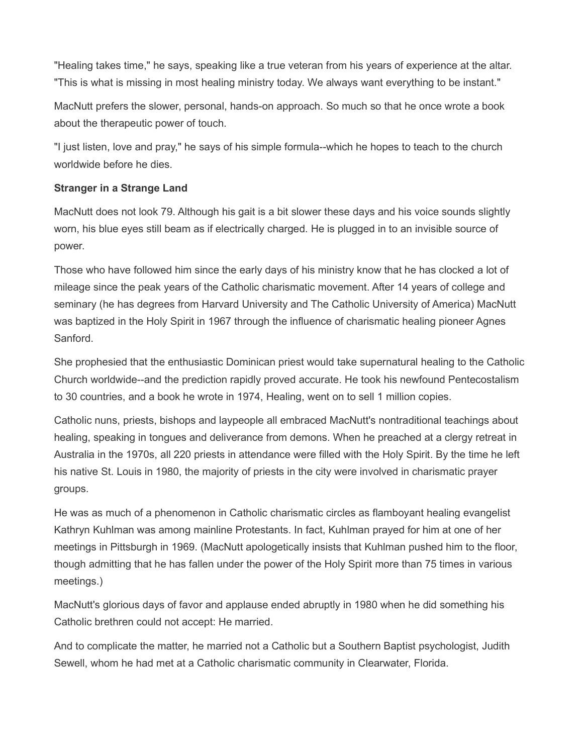"Healing takes time," he says, speaking like a true veteran from his years of experience at the altar. "This is what is missing in most healing ministry today. We always want everything to be instant."

MacNutt prefers the slower, personal, hands-on approach. So much so that he once wrote a book about the therapeutic power of touch.

"I just listen, love and pray," he says of his simple formula--which he hopes to teach to the church worldwide before he dies.

**Stranger in a Strange Land**

MacNutt does not look 79. Although his gait is a bit slower these days and his voice sounds slightly worn, his blue eyes still beam as if electrically charged. He is plugged in to an invisible source of power.

Those who have followed him since the early days of his ministry know that he has clocked a lot of mileage since the peak years of the Catholic charismatic movement. After 14 years of college and seminary (he has degrees from Harvard University and The Catholic University of America) MacNutt was baptized in the Holy Spirit in 1967 through the influence of charismatic healing pioneer Agnes Sanford.

She prophesied that the enthusiastic Dominican priest would take supernatural healing to the Catholic Church worldwide--and the prediction rapidly proved accurate. He took his newfound Pentecostalism to 30 countries, and a book he wrote in 1974, Healing, went on to sell 1 million copies.

Catholic nuns, priests, bishops and laypeople all embraced MacNutt's nontraditional teachings about healing, speaking in tongues and deliverance from demons. When he preached at a clergy retreat in Australia in the 1970s, all 220 priests in attendance were filled with the Holy Spirit. By the time he left his native St. Louis in 1980, the majority of priests in the city were involved in charismatic prayer groups.

He was as much of a phenomenon in Catholic charismatic circles as flamboyant healing evangelist Kathryn Kuhlman was among mainline Protestants. In fact, Kuhlman prayed for him at one of her meetings in Pittsburgh in 1969. (MacNutt apologetically insists that Kuhlman pushed him to the floor, though admitting that he has fallen under the power of the Holy Spirit more than 75 times in various meetings.)

MacNutt's glorious days of favor and applause ended abruptly in 1980 when he did something his Catholic brethren could not accept: He married.

And to complicate the matter, he married not a Catholic but a Southern Baptist psychologist, Judith Sewell, whom he had met at a Catholic charismatic community in Clearwater, Florida.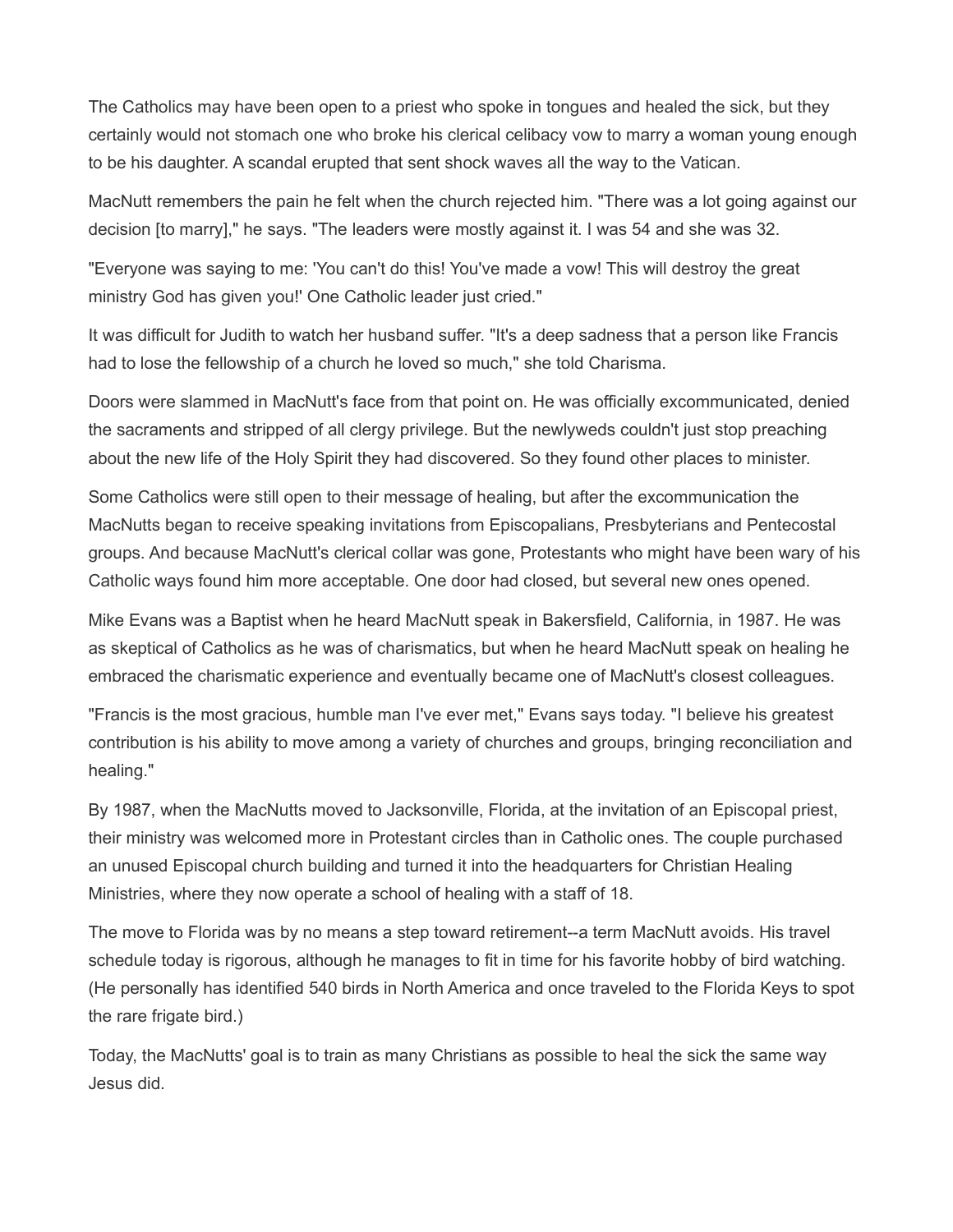The Catholics may have been open to a priest who spoke in tongues and healed the sick, but they certainly would not stomach one who broke his clerical celibacy vow to marry a woman young enough to be his daughter. A scandal erupted that sent shock waves all the way to the Vatican.

MacNutt remembers the pain he felt when the church rejected him. "There was a lot going against our decision [to marry]," he says. "The leaders were mostly against it. I was 54 and she was 32.

"Everyone was saying to me: 'You can't do this! You've made a vow! This will destroy the great ministry God has given you!' One Catholic leader just cried."

It was difficult for Judith to watch her husband suffer. "It's a deep sadness that a person like Francis had to lose the fellowship of a church he loved so much," she told Charisma.

Doors were slammed in MacNutt's face from that point on. He was officially excommunicated, denied the sacraments and stripped of all clergy privilege. But the newlyweds couldn't just stop preaching about the new life of the Holy Spirit they had discovered. So they found other places to minister.

Some Catholics were still open to their message of healing, but after the excommunication the MacNutts began to receive speaking invitations from Episcopalians, Presbyterians and Pentecostal groups. And because MacNutt's clerical collar was gone, Protestants who might have been wary of his Catholic ways found him more acceptable. One door had closed, but several new ones opened.

Mike Evans was a Baptist when he heard MacNutt speak in Bakersfield, California, in 1987. He was as skeptical of Catholics as he was of charismatics, but when he heard MacNutt speak on healing he embraced the charismatic experience and eventually became one of MacNutt's closest colleagues.

"Francis is the most gracious, humble man I've ever met," Evans says today. "I believe his greatest contribution is his ability to move among a variety of churches and groups, bringing reconciliation and healing."

By 1987, when the MacNutts moved to Jacksonville, Florida, at the invitation of an Episcopal priest, their ministry was welcomed more in Protestant circles than in Catholic ones. The couple purchased an unused Episcopal church building and turned it into the headquarters for Christian Healing Ministries, where they now operate a school of healing with a staff of 18.

The move to Florida was by no means a step toward retirement--a term MacNutt avoids. His travel schedule today is rigorous, although he manages to fit in time for his favorite hobby of bird watching. (He personally has identified 540 birds in North America and once traveled to the Florida Keys to spot the rare frigate bird.)

Today, the MacNutts' goal is to train as many Christians as possible to heal the sick the same way Jesus did.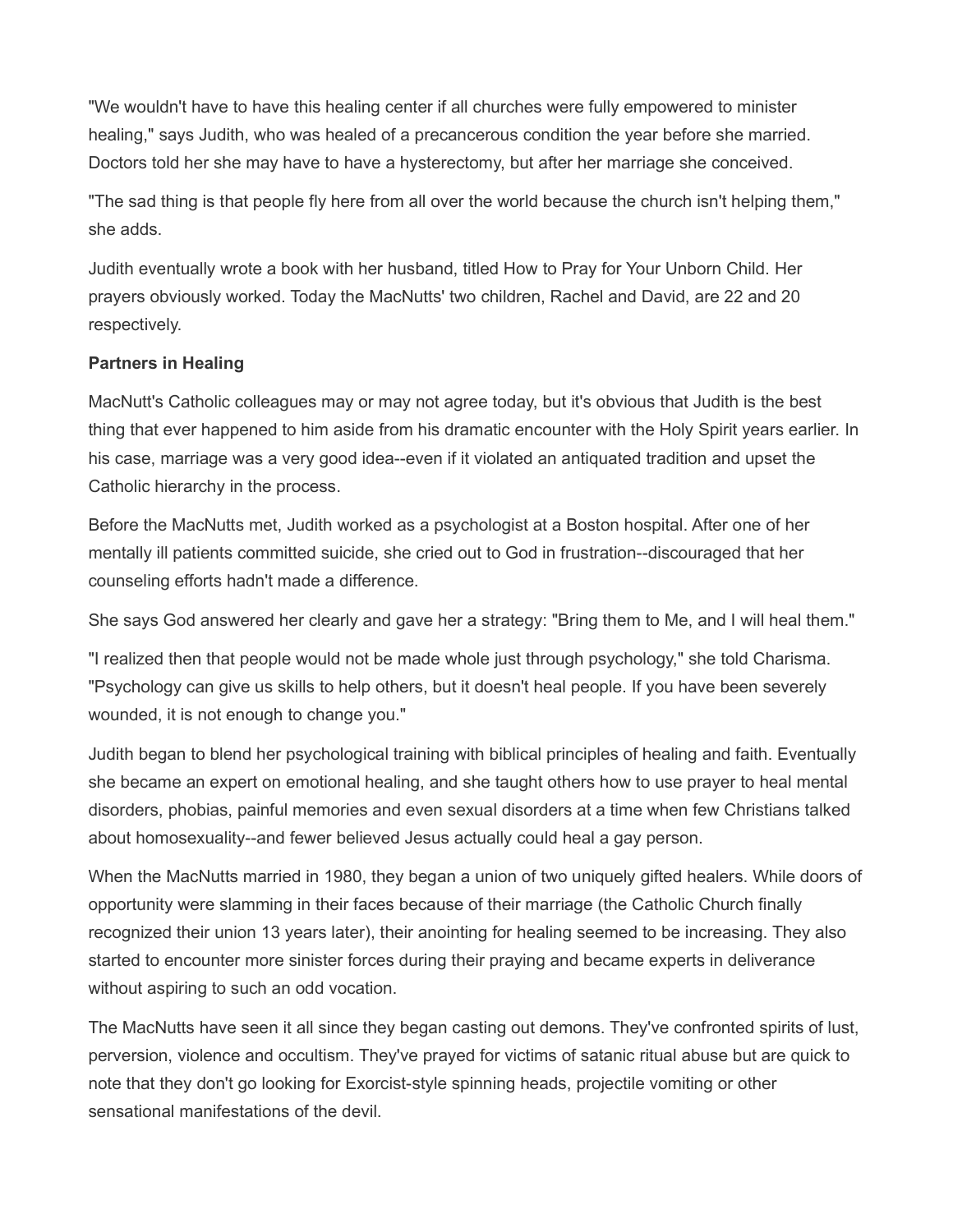"We wouldn't have to have this healing center if all churches were fully empowered to minister healing," says Judith, who was healed of a precancerous condition the year before she married. Doctors told her she may have to have a hysterectomy, but after her marriage she conceived.

"The sad thing is that people fly here from all over the world because the church isn't helping them," she adds.

Judith eventually wrote a book with her husband, titled How to Pray for Your Unborn Child. Her prayers obviously worked. Today the MacNutts' two children, Rachel and David, are 22 and 20 respectively.

**Partners in Healing**

MacNutt's Catholic colleagues may or may not agree today, but it's obvious that Judith is the best thing that ever happened to him aside from his dramatic encounter with the Holy Spirit years earlier. In his case, marriage was a very good idea--even if it violated an antiquated tradition and upset the Catholic hierarchy in the process.

Before the MacNutts met, Judith worked as a psychologist at a Boston hospital. After one of her mentally ill patients committed suicide, she cried out to God in frustration--discouraged that her counseling efforts hadn't made a difference.

She says God answered her clearly and gave her a strategy: "Bring them to Me, and I will heal them."

"I realized then that people would not be made whole just through psychology," she told Charisma. "Psychology can give us skills to help others, but it doesn't heal people. If you have been severely wounded, it is not enough to change you."

Judith began to blend her psychological training with biblical principles of healing and faith. Eventually she became an expert on emotional healing, and she taught others how to use prayer to heal mental disorders, phobias, painful memories and even sexual disorders at a time when few Christians talked about homosexuality--and fewer believed Jesus actually could heal a gay person.

When the MacNutts married in 1980, they began a union of two uniquely gifted healers. While doors of opportunity were slamming in their faces because of their marriage (the Catholic Church finally recognized their union 13 years later), their anointing for healing seemed to be increasing. They also started to encounter more sinister forces during their praying and became experts in deliverance without aspiring to such an odd vocation.

The MacNutts have seen it all since they began casting out demons. They've confronted spirits of lust, perversion, violence and occultism. They've prayed for victims of satanic ritual abuse but are quick to note that they don't go looking for Exorcist-style spinning heads, projectile vomiting or other sensational manifestations of the devil.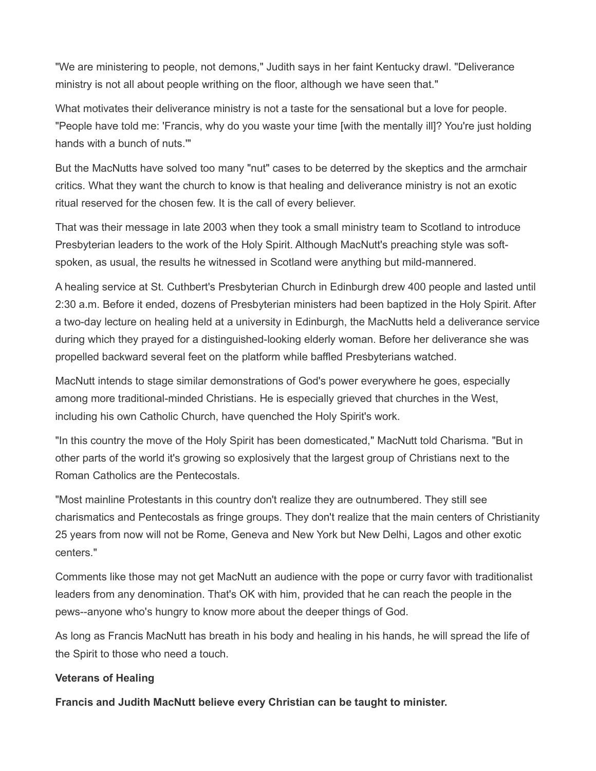"We are ministering to people, not demons," Judith says in her faint Kentucky drawl. "Deliverance ministry is not all about people writhing on the floor, although we have seen that."

What motivates their deliverance ministry is not a taste for the sensational but a love for people. "People have told me: 'Francis, why do you waste your time [with the mentally ill]? You're just holding hands with a bunch of nuts.'"

But the MacNutts have solved too many "nut" cases to be deterred by the skeptics and the armchair critics. What they want the church to know is that healing and deliverance ministry is not an exotic ritual reserved for the chosen few. It is the call of every believer.

That was their message in late 2003 when they took a small ministry team to Scotland to introduce Presbyterian leaders to the work of the Holy Spirit. Although MacNutt's preaching style was soft-spoken, as usual, the results he witnessed in Scotland were anything but mild-mannered.

A healing service at St. Cuthbert's Presbyterian Church in Edinburgh drew 400 people and lasted until 2:30 a.m. Before it ended, dozens of Presbyterian ministers had been baptized in the Holy Spirit. After a two-day lecture on healing held at a university in Edinburgh, the MacNutts held a deliverance service during which they prayed for a distinguished-looking elderly woman. Before her deliverance she was propelled backward several feet on the platform while baffled Presbyterians watched.

MacNutt intends to stage similar demonstrations of God's power everywhere he goes, especially among more traditional-minded Christians. He is especially grieved that churches in the West, including his own Catholic Church, have quenched the Holy Spirit's work.

"In this country the move of the Holy Spirit has been domesticated," MacNutt told Charisma. "But in other parts of the world it's growing so explosively that the largest group of Christians next to the Roman Catholics are the Pentecostals.

"Most mainline Protestants in this country don't realize they are outnumbered. They still see charismatics and Pentecostals as fringe groups. They don't realize that the main centers of Christianity 25 years from now will not be Rome, Geneva and New York but New Delhi, Lagos and other exotic centers."

Comments like those may not get MacNutt an audience with the pope or curry favor with traditionalist leaders from any denomination. That's OK with him, provided that he can reach the people in the pews--anyone who's hungry to know more about the deeper things of God.

As long as Francis MacNutt has breath in his body and healing in his hands, he will spread the life of the Spirit to those who need a touch.

**Veterans of Healing**

**Francis and Judith MacNutt believe every Christian can be taught to minister.**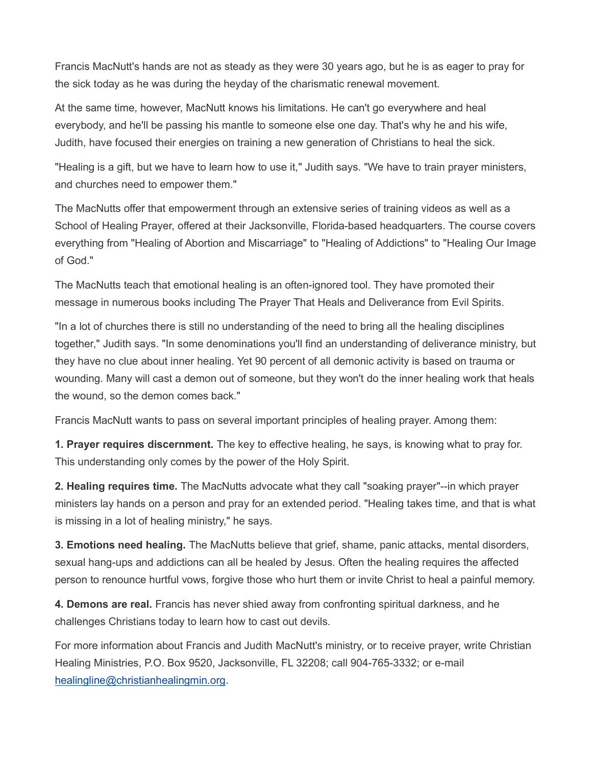Francis MacNutt's hands are not as steady as they were 30 years ago, but he is as eager to pray for the sick today as he was during the heyday of the charismatic renewal movement.

At the same time, however, MacNutt knows his limitations. He can't go everywhere and heal everybody, and he'll be passing his mantle to someone else one day. That's why he and his wife, Judith, have focused their energies on training a new generation of Christians to heal the sick.

"Healing is a gift, but we have to learn how to use it," Judith says. "We have to train prayer ministers, and churches need to empower them."

The MacNutts offer that empowerment through an extensive series of training videos as well as a School of Healing Prayer, offered at their Jacksonville, Florida-based headquarters. The course covers everything from "Healing of Abortion and Miscarriage" to "Healing of Addictions" to "Healing Our Image of God."

The MacNutts teach that emotional healing is an often-ignored tool. They have promoted their message in numerous books including The Prayer That Heals and Deliverance from Evil Spirits.

"In a lot of churches there is still no understanding of the need to bring all the healing disciplines together," Judith says. "In some denominations you'll find an understanding of deliverance ministry, but they have no clue about inner healing. Yet 90 percent of all demonic activity is based on trauma or wounding. Many will cast a demon out of someone, but they won't do the inner healing work that heals the wound, so the demon comes back."

Francis MacNutt wants to pass on several important principles of healing prayer. Among them:

**1. Prayer requires discernment.** The key to effective healing, he says, is knowing what to pray for. This understanding only comes by the power of the Holy Spirit.

**2. Healing requires time.** The MacNutts advocate what they call "soaking prayer"--in which prayer ministers lay hands on a person and pray for an extended period. "Healing takes time, and that is what is missing in a lot of healing ministry," he says.

**3. Emotions need healing.** The MacNutts believe that grief, shame, panic attacks, mental disorders, sexual hang-ups and addictions can all be healed by Jesus. Often the healing requires the affected person to renounce hurtful vows, forgive those who hurt them or invite Christ to heal a painful memory.

**4. Demons are real.** Francis has never shied away from confronting spiritual darkness, and he challenges Christians today to learn how to cast out devils.

For more information about Francis and Judith MacNutt's ministry, or to receive prayer, write Christian Healing Ministries, P.O. Box 9520, Jacksonville, FL 32208; call 904-765-3332; or e-mail healingline@christianhealingmin.org.